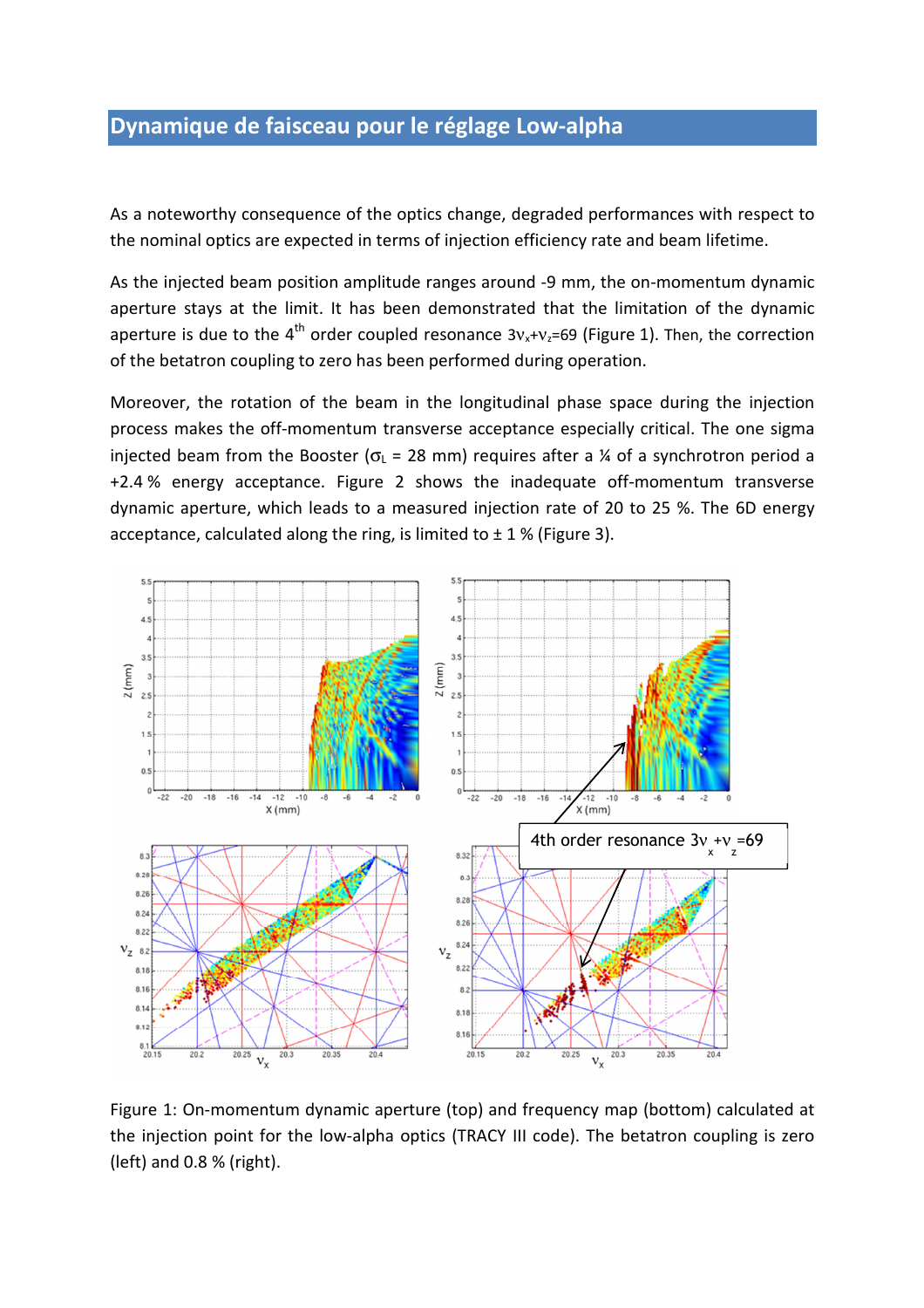# Dynamique de faisceau pour le réglage Low-alpha

As a noteworthy consequence of the optics change, degraded performances with respect to the nominal optics are expected in terms of injection efficiency rate and beam lifetime.

As the injected beam position amplitude ranges around -9 mm, the on-momentum dynamic aperture stays at the limit. It has been demonstrated that the limitation of the dynamic aperture is due to the 4[th] order coupled resonance $3\nu_x+\nu_z=69$ (Figure 1). Then, the correction of the betatron coupling to zero has been performed during operation.

Moreover, the rotation of the beam in the longitudinal phase space during the injection process makes the off-momentum transverse acceptance especially critical. The one sigma injected beam from the Booster ($\sigma_L$ = 28 mm) requires after a ¼ of a synchrotron period a +2.4 % energy acceptance. Figure 2 shows the inadequate off-momentum transverse dynamic aperture, which leads to a measured injection rate of 20 to 25 %. The 6D energy acceptance, calculated along the ring, is limited to ± 1 % (Figure 3).

Figure 1: On-momentum dynamic aperture (top) and frequency map (bottom) calculated at the injection point for the low-alpha optics (TRACY III code). The betatron coupling is zero (left) and 0.8 % (right).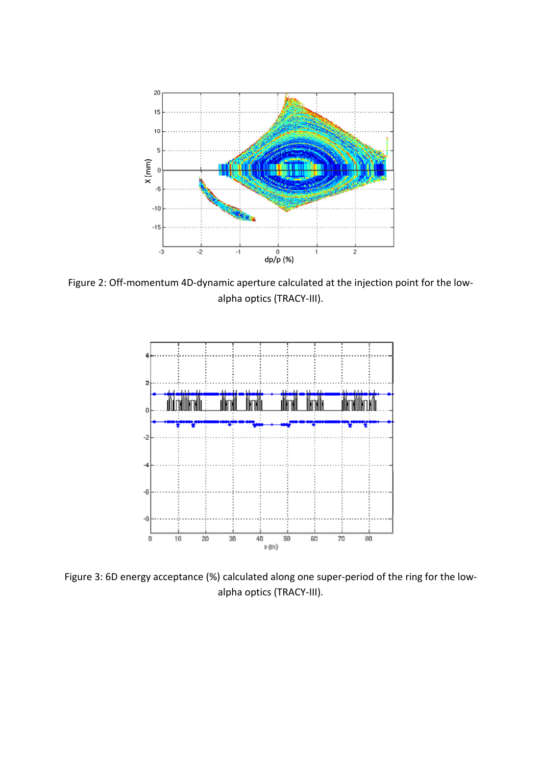X (mm)

20
15
10
5
0
-5
-10
-15

-3
-2
-1
0
1
2

dp/p (%)

Figure 2: Off-momentum 4D-dynamic aperture calculated at the injection point for the low-alpha optics (TRACY-III).

4
2
0
-2
-4
-6
-8

0
10
20
30
40
50
60
70
80

s (m)

Figure 3: 6D energy acceptance (%) calculated along one super-period of the ring for the low-alpha optics (TRACY-III).